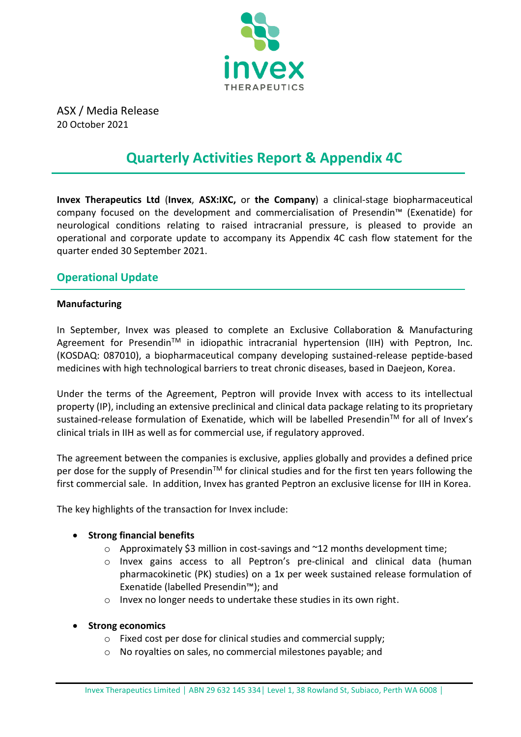ASX / Media Release
20 October 2021

# Quarterly Activities Report & Appendix 4C

**Invex Therapeutics Ltd** (**Invex**, **ASX:IXC,** or **the Company**) a clinical-stage biopharmaceutical company focused on the development and commercialisation of Presendin™ (Exenatide) for neurological conditions relating to raised intracranial pressure, is pleased to provide an operational and corporate update to accompany its Appendix 4C cash flow statement for the quarter ended 30 September 2021.

## Operational Update

**Manufacturing**

In September, Invex was pleased to complete an Exclusive Collaboration & Manufacturing Agreement for Presendin™ in idiopathic intracranial hypertension (IIH) with Peptron, Inc. (KOSDAQ: 087010), a biopharmaceutical company developing sustained-release peptide-based medicines with high technological barriers to treat chronic diseases, based in Daejeon, Korea.

Under the terms of the Agreement, Peptron will provide Invex with access to its intellectual property (IP), including an extensive preclinical and clinical data package relating to its proprietary sustained-release formulation of Exenatide, which will be labelled Presendin™ for all of Invex's clinical trials in IIH as well as for commercial use, if regulatory approved.

The agreement between the companies is exclusive, applies globally and provides a defined price per dose for the supply of Presendin™ for clinical studies and for the first ten years following the first commercial sale. In addition, Invex has granted Peptron an exclusive license for IIH in Korea.

The key highlights of the transaction for Invex include:

- **Strong financial benefits**
  - Approximately $3 million in cost-savings and ~12 months development time;
  - Invex gains access to all Peptron's pre-clinical and clinical data (human pharmacokinetic (PK) studies) on a 1x per week sustained release formulation of Exenatide (labelled Presendin™); and
  - Invex no longer needs to undertake these studies in its own right.
- **Strong economics**
  - Fixed cost per dose for clinical studies and commercial supply;
  - No royalties on sales, no commercial milestones payable; and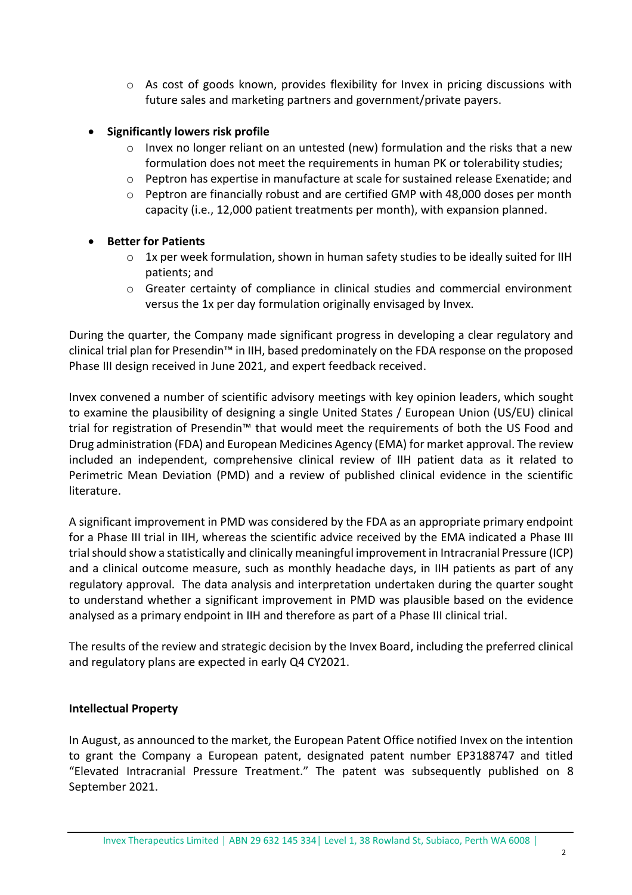- As cost of goods known, provides flexibility for Invex in pricing discussions with future sales and marketing partners and government/private payers.

- **Significantly lowers risk profile**
  - Invex no longer reliant on an untested (new) formulation and the risks that a new formulation does not meet the requirements in human PK or tolerability studies;
  - Peptron has expertise in manufacture at scale for sustained release Exenatide; and
  - Peptron are financially robust and are certified GMP with 48,000 doses per month capacity (i.e., 12,000 patient treatments per month), with expansion planned.

- **Better for Patients**
  - 1x per week formulation, shown in human safety studies to be ideally suited for IIH patients; and
  - Greater certainty of compliance in clinical studies and commercial environment versus the 1x per day formulation originally envisaged by Invex.

During the quarter, the Company made significant progress in developing a clear regulatory and clinical trial plan for Presendin™ in IIH, based predominately on the FDA response on the proposed Phase III design received in June 2021, and expert feedback received.

Invex convened a number of scientific advisory meetings with key opinion leaders, which sought to examine the plausibility of designing a single United States / European Union (US/EU) clinical trial for registration of Presendin™ that would meet the requirements of both the US Food and Drug administration (FDA) and European Medicines Agency (EMA) for market approval. The review included an independent, comprehensive clinical review of IIH patient data as it related to Perimetric Mean Deviation (PMD) and a review of published clinical evidence in the scientific literature.

A significant improvement in PMD was considered by the FDA as an appropriate primary endpoint for a Phase III trial in IIH, whereas the scientific advice received by the EMA indicated a Phase III trial should show a statistically and clinically meaningful improvement in Intracranial Pressure (ICP) and a clinical outcome measure, such as monthly headache days, in IIH patients as part of any regulatory approval. The data analysis and interpretation undertaken during the quarter sought to understand whether a significant improvement in PMD was plausible based on the evidence analysed as a primary endpoint in IIH and therefore as part of a Phase III clinical trial.

The results of the review and strategic decision by the Invex Board, including the preferred clinical and regulatory plans are expected in early Q4 CY2021.

### Intellectual Property

In August, as announced to the market, the European Patent Office notified Invex on the intention to grant the Company a European patent, designated patent number EP3188747 and titled "Elevated Intracranial Pressure Treatment." The patent was subsequently published on 8 September 2021.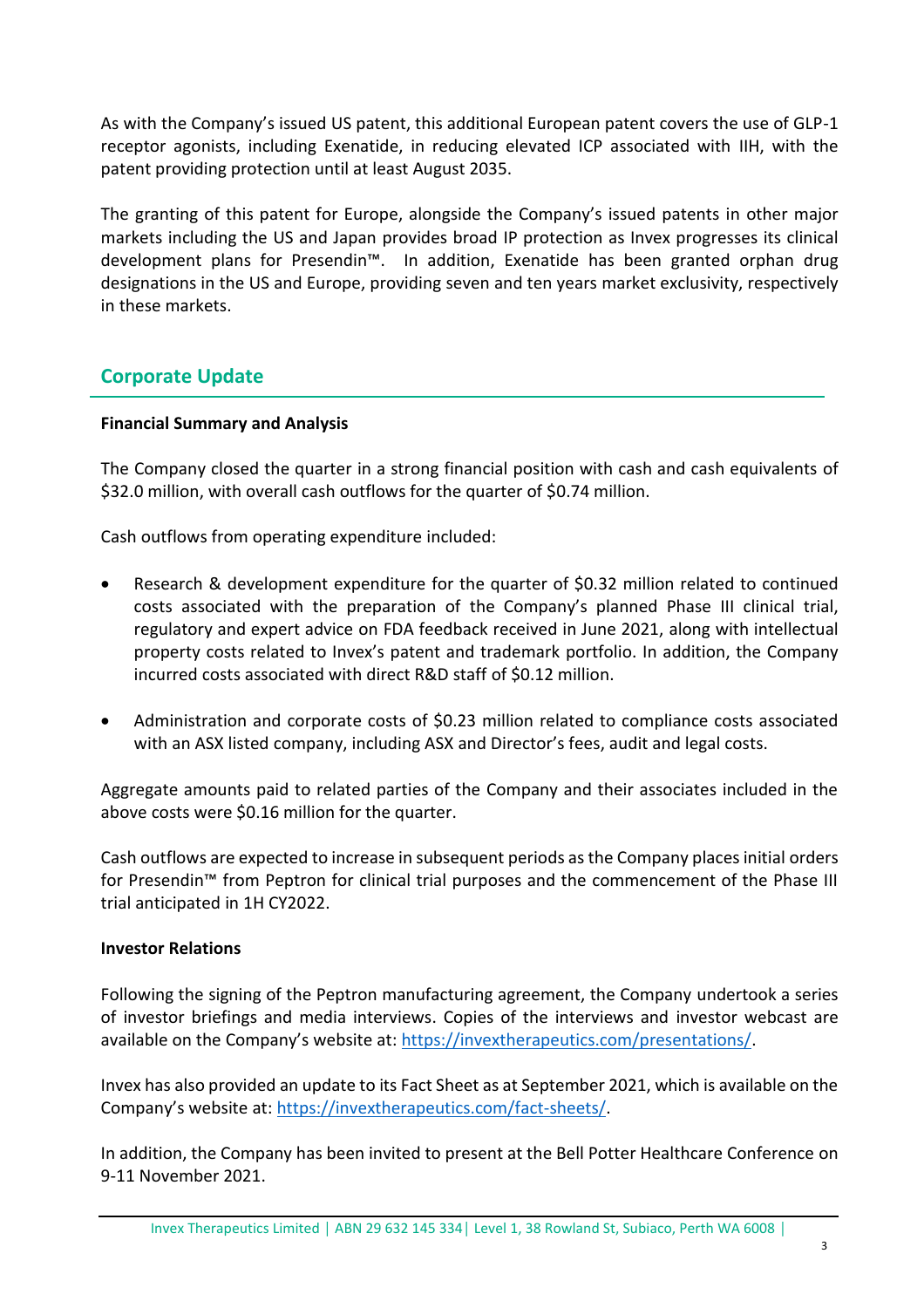As with the Company's issued US patent, this additional European patent covers the use of GLP-1 receptor agonists, including Exenatide, in reducing elevated ICP associated with IIH, with the patent providing protection until at least August 2035.

The granting of this patent for Europe, alongside the Company's issued patents in other major markets including the US and Japan provides broad IP protection as Invex progresses its clinical development plans for Presendin™. In addition, Exenatide has been granted orphan drug designations in the US and Europe, providing seven and ten years market exclusivity, respectively in these markets.

## Corporate Update

**Financial Summary and Analysis**

The Company closed the quarter in a strong financial position with cash and cash equivalents of $32.0 million, with overall cash outflows for the quarter of $0.74 million.

Cash outflows from operating expenditure included:

- Research & development expenditure for the quarter of $0.32 million related to continued costs associated with the preparation of the Company's planned Phase III clinical trial, regulatory and expert advice on FDA feedback received in June 2021, along with intellectual property costs related to Invex's patent and trademark portfolio. In addition, the Company incurred costs associated with direct R&D staff of $0.12 million.

- Administration and corporate costs of $0.23 million related to compliance costs associated with an ASX listed company, including ASX and Director's fees, audit and legal costs.

Aggregate amounts paid to related parties of the Company and their associates included in the above costs were $0.16 million for the quarter.

Cash outflows are expected to increase in subsequent periods as the Company places initial orders for Presendin™ from Peptron for clinical trial purposes and the commencement of the Phase III trial anticipated in 1H CY2022.

**Investor Relations**

Following the signing of the Peptron manufacturing agreement, the Company undertook a series of investor briefings and media interviews. Copies of the interviews and investor webcast are available on the Company's website at: https://invextherapeutics.com/presentations/.

Invex has also provided an update to its Fact Sheet as at September 2021, which is available on the Company's website at: https://invextherapeutics.com/fact-sheets/.

In addition, the Company has been invited to present at the Bell Potter Healthcare Conference on 9-11 November 2021.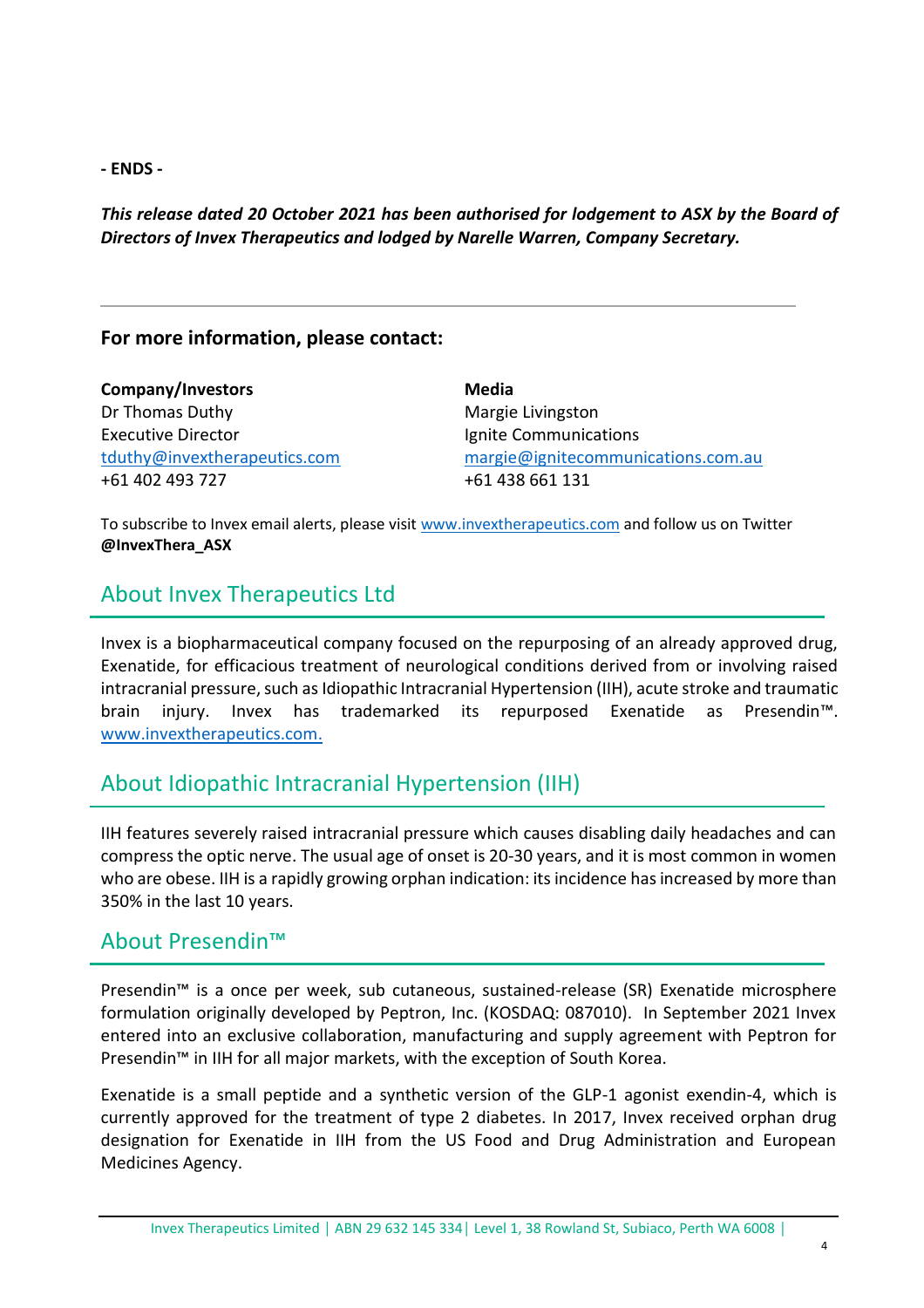**- ENDS -**

***This release dated 20 October 2021 has been authorised for lodgement to ASX by the Board of Directors of Invex Therapeutics and lodged by Narelle Warren, Company Secretary.***

---

**For more information, please contact:**

**Company/Investors**
Dr Thomas Duthy
Executive Director
tduthy@invextherapeutics.com
+61 402 493 727

**Media**
Margie Livingston
Ignite Communications
margie@ignitecommunications.com.au
+61 438 661 131

To subscribe to Invex email alerts, please visit www.invextherapeutics.com and follow us on Twitter **@InvexThera_ASX**

## About Invex Therapeutics Ltd

Invex is a biopharmaceutical company focused on the repurposing of an already approved drug, Exenatide, for efficacious treatment of neurological conditions derived from or involving raised intracranial pressure, such as Idiopathic Intracranial Hypertension (IIH), acute stroke and traumatic brain injury. Invex has trademarked its repurposed Exenatide as Presendin™. www.invextherapeutics.com.

## About Idiopathic Intracranial Hypertension (IIH)

IIH features severely raised intracranial pressure which causes disabling daily headaches and can compress the optic nerve. The usual age of onset is 20-30 years, and it is most common in women who are obese. IIH is a rapidly growing orphan indication: its incidence has increased by more than 350% in the last 10 years.

## About Presendin™

Presendin™ is a once per week, sub cutaneous, sustained-release (SR) Exenatide microsphere formulation originally developed by Peptron, Inc. (KOSDAQ: 087010). In September 2021 Invex entered into an exclusive collaboration, manufacturing and supply agreement with Peptron for Presendin™ in IIH for all major markets, with the exception of South Korea.

Exenatide is a small peptide and a synthetic version of the GLP-1 agonist exendin-4, which is currently approved for the treatment of type 2 diabetes. In 2017, Invex received orphan drug designation for Exenatide in IIH from the US Food and Drug Administration and European Medicines Agency.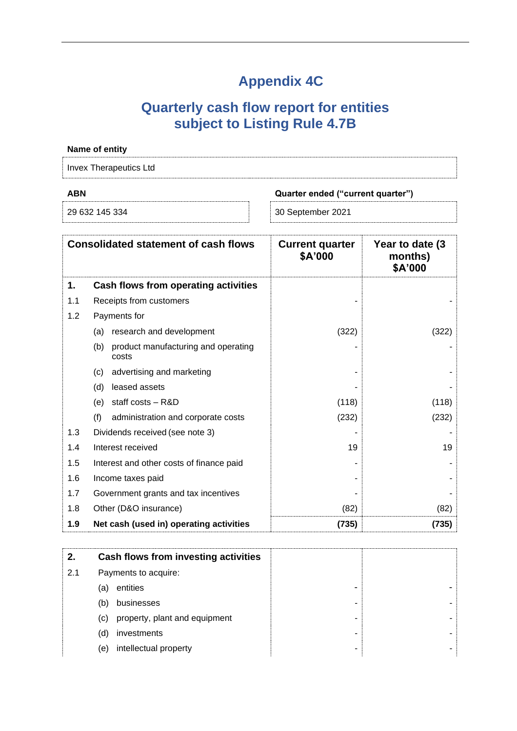# Appendix 4C

## Quarterly cash flow report for entities subject to Listing Rule 4.7B

**Name of entity**

| Invex Therapeutics Ltd |
|---|

| ABN | Quarter ended ("current quarter") |
|---|---|
| 29 632 145 334 | 30 September 2021 |

| Consolidated statement of cash flows | | Current quarter $A'000 | Year to date (3 months) $A'000 |
|---|---|---|---|
| **1.** | **Cash flows from operating activities** | | |
| 1.1 | Receipts from customers | - | - |
| 1.2 | Payments for | | |
| | (a) research and development | (322) | (322) |
| | (b) product manufacturing and operating costs | - | - |
| | (c) advertising and marketing | - | - |
| | (d) leased assets | - | - |
| | (e) staff costs – R&D | (118) | (118) |
| | (f) administration and corporate costs | (232) | (232) |
| 1.3 | Dividends received (see note 3) | - | - |
| 1.4 | Interest received | 19 | 19 |
| 1.5 | Interest and other costs of finance paid | - | - |
| 1.6 | Income taxes paid | - | - |
| 1.7 | Government grants and tax incentives | - | - |
| 1.8 | Other (D&O insurance) | (82) | (82) |
| **1.9** | **Net cash (used in) operating activities** | **(735)** | **(735)** |

| | | | |
|---|---|---|---|
| **2.** | **Cash flows from investing activities** | | |
| 2.1 | Payments to acquire: | | |
| | (a) entities | - | - |
| | (b) businesses | - | - |
| | (c) property, plant and equipment | - | - |
| | (d) investments | - | - |
| | (e) intellectual property | - | - |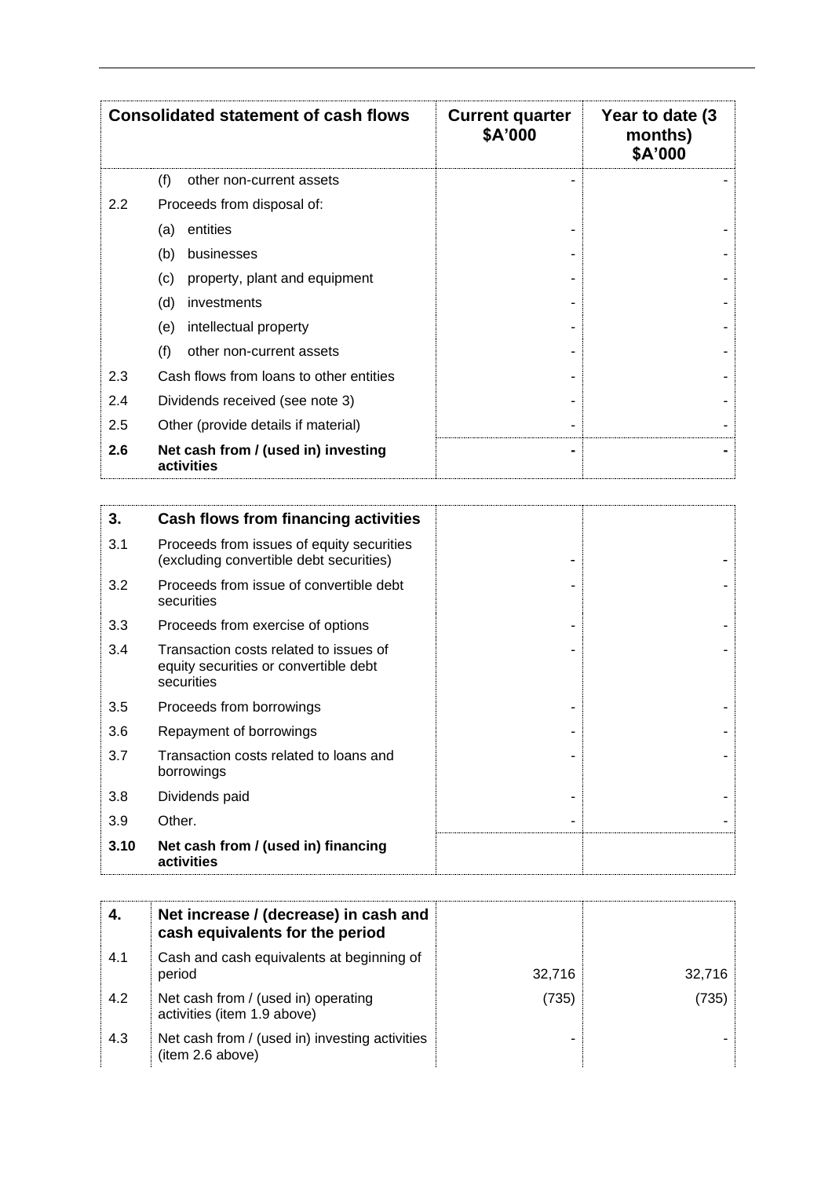| Consolidated statement of cash flows | | Current quarter $A'000 | Year to date (3 months) $A'000 |
|---|---|---|---|
| | (f) other non-current assets | - | - |
| 2.2 | Proceeds from disposal of: | | |
| | (a) entities | - | - |
| | (b) businesses | - | - |
| | (c) property, plant and equipment | - | - |
| | (d) investments | - | - |
| | (e) intellectual property | - | - |
| | (f) other non-current assets | - | - |
| 2.3 | Cash flows from loans to other entities | - | - |
| 2.4 | Dividends received (see note 3) | - | - |
| 2.5 | Other (provide details if material) | - | - |
| **2.6** | **Net cash from / (used in) investing activities** | **-** | **-** |

| **3.** | **Cash flows from financing activities** | | |
|---|---|---|---|
| 3.1 | Proceeds from issues of equity securities (excluding convertible debt securities) | - | - |
| 3.2 | Proceeds from issue of convertible debt securities | - | - |
| 3.3 | Proceeds from exercise of options | - | - |
| 3.4 | Transaction costs related to issues of equity securities or convertible debt securities | - | - |
| 3.5 | Proceeds from borrowings | - | - |
| 3.6 | Repayment of borrowings | - | - |
| 3.7 | Transaction costs related to loans and borrowings | - | - |
| 3.8 | Dividends paid | - | - |
| 3.9 | Other. | - | - |
| **3.10** | **Net cash from / (used in) financing activities** | | |

| **4.** | **Net increase / (decrease) in cash and cash equivalents for the period** | | |
|---|---|---|---|
| 4.1 | Cash and cash equivalents at beginning of period | 32,716 | 32,716 |
| 4.2 | Net cash from / (used in) operating activities (item 1.9 above) | (735) | (735) |
| 4.3 | Net cash from / (used in) investing activities (item 2.6 above) | - | - |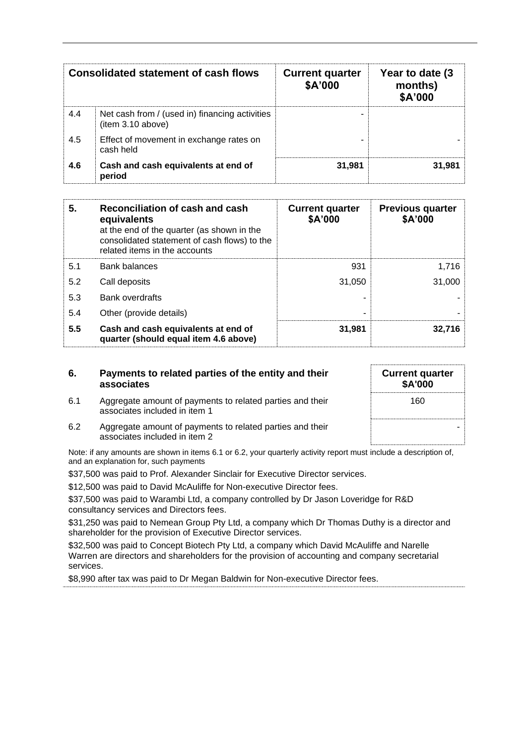| | Consolidated statement of cash flows | Current quarter $A'000 | Year to date (3 months) $A'000 |
|---|---|---|---|
| 4.4 | Net cash from / (used in) financing activities (item 3.10 above) | - | |
| 4.5 | Effect of movement in exchange rates on cash held | - | - |
| **4.6** | **Cash and cash equivalents at end of period** | **31,981** | **31,981** |

| 5. | **Reconciliation of cash and cash equivalents** at the end of the quarter (as shown in the consolidated statement of cash flows) to the related items in the accounts | Current quarter $A'000 | Previous quarter $A'000 |
|---|---|---|---|
| 5.1 | Bank balances | 931 | 1,716 |
| 5.2 | Call deposits | 31,050 | 31,000 |
| 5.3 | Bank overdrafts | - | - |
| 5.4 | Other (provide details) | - | - |
| **5.5** | **Cash and cash equivalents at end of quarter (should equal item 4.6 above)** | **31,981** | **32,716** |

| 6. | Payments to related parties of the entity and their associates | Current quarter $A'000 |
|---|---|---|
| 6.1 | Aggregate amount of payments to related parties and their associates included in item 1 | 160 |
| 6.2 | Aggregate amount of payments to related parties and their associates included in item 2 | - |

Note: if any amounts are shown in items 6.1 or 6.2, your quarterly activity report must include a description of, and an explanation for, such payments

$37,500 was paid to Prof. Alexander Sinclair for Executive Director services.

$12,500 was paid to David McAuliffe for Non-executive Director fees.

$37,500 was paid to Warambi Ltd, a company controlled by Dr Jason Loveridge for R&D consultancy services and Directors fees.

$31,250 was paid to Nemean Group Pty Ltd, a company which Dr Thomas Duthy is a director and shareholder for the provision of Executive Director services.

$32,500 was paid to Concept Biotech Pty Ltd, a company which David McAuliffe and Narelle Warren are directors and shareholders for the provision of accounting and company secretarial services.

$8,990 after tax was paid to Dr Megan Baldwin for Non-executive Director fees.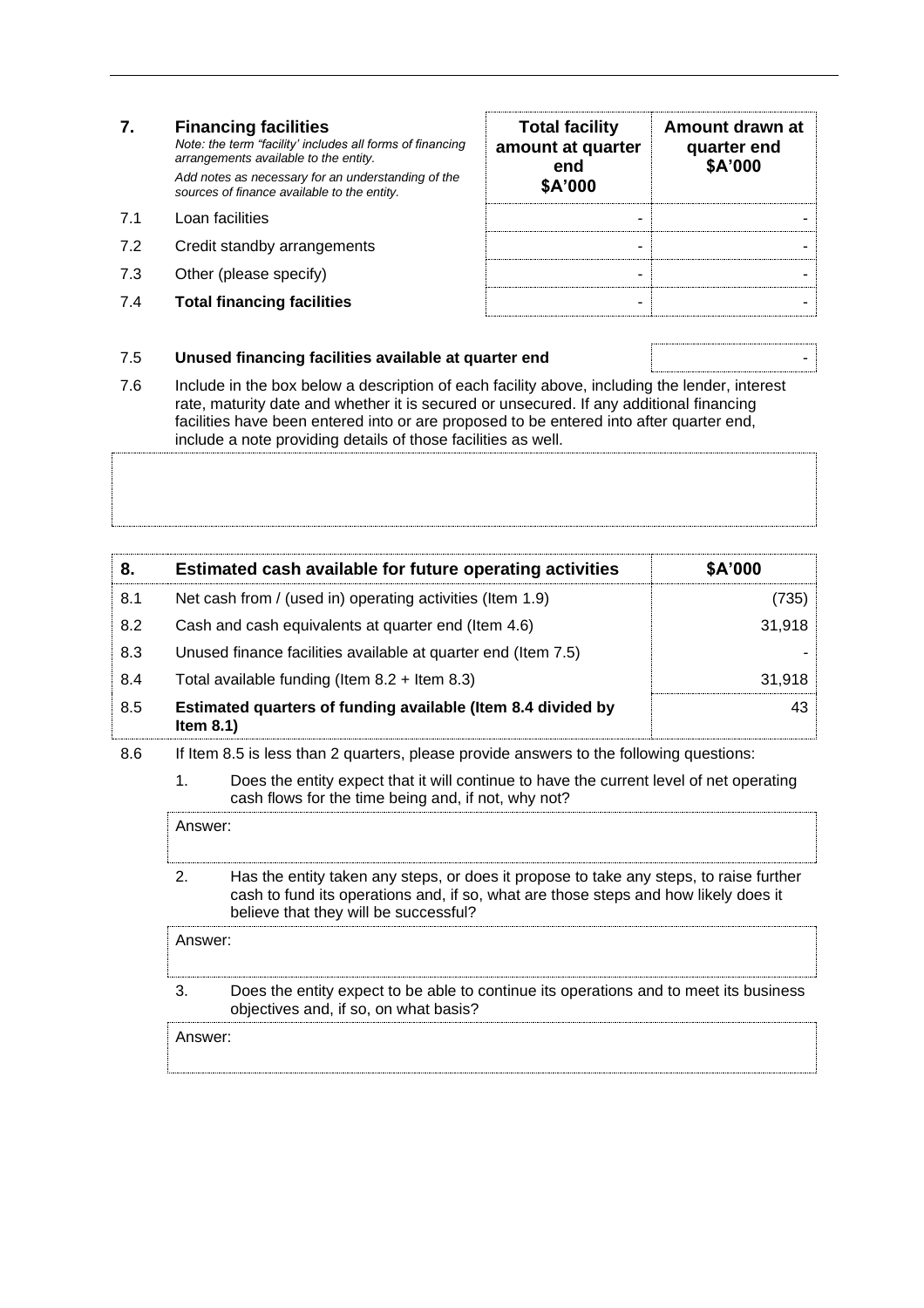| 7. | **Financing facilities**<br>*Note: the term "facility' includes all forms of financing arrangements available to the entity.*<br>*Add notes as necessary for an understanding of the sources of finance available to the entity.* | **Total facility amount at quarter end $A'000** | **Amount drawn at quarter end $A'000** |
|---|---|---|---|
| 7.1 | Loan facilities | - | - |
| 7.2 | Credit standby arrangements | - | - |
| 7.3 | Other (please specify) | - | - |
| 7.4 | **Total financing facilities** | - | - |

| 7.5 | **Unused financing facilities available at quarter end** | - |
|---|---|---|

7.6 Include in the box below a description of each facility above, including the lender, interest rate, maturity date and whether it is secured or unsecured. If any additional financing facilities have been entered into or are proposed to be entered into after quarter end, include a note providing details of those facilities as well.

| 8. | **Estimated cash available for future operating activities** | **$A'000** |
|---|---|---|
| 8.1 | Net cash from / (used in) operating activities (Item 1.9) | (735) |
| 8.2 | Cash and cash equivalents at quarter end (Item 4.6) | 31,918 |
| 8.3 | Unused finance facilities available at quarter end (Item 7.5) | - |
| 8.4 | Total available funding (Item 8.2 + Item 8.3) | 31,918 |
| 8.5 | **Estimated quarters of funding available (Item 8.4 divided by Item 8.1)** | 43 |

8.6 If Item 8.5 is less than 2 quarters, please provide answers to the following questions:

1. Does the entity expect that it will continue to have the current level of net operating cash flows for the time being and, if not, why not?

Answer:

2. Has the entity taken any steps, or does it propose to take any steps, to raise further cash to fund its operations and, if so, what are those steps and how likely does it believe that they will be successful?

Answer:

3. Does the entity expect to be able to continue its operations and to meet its business objectives and, if so, on what basis?

Answer: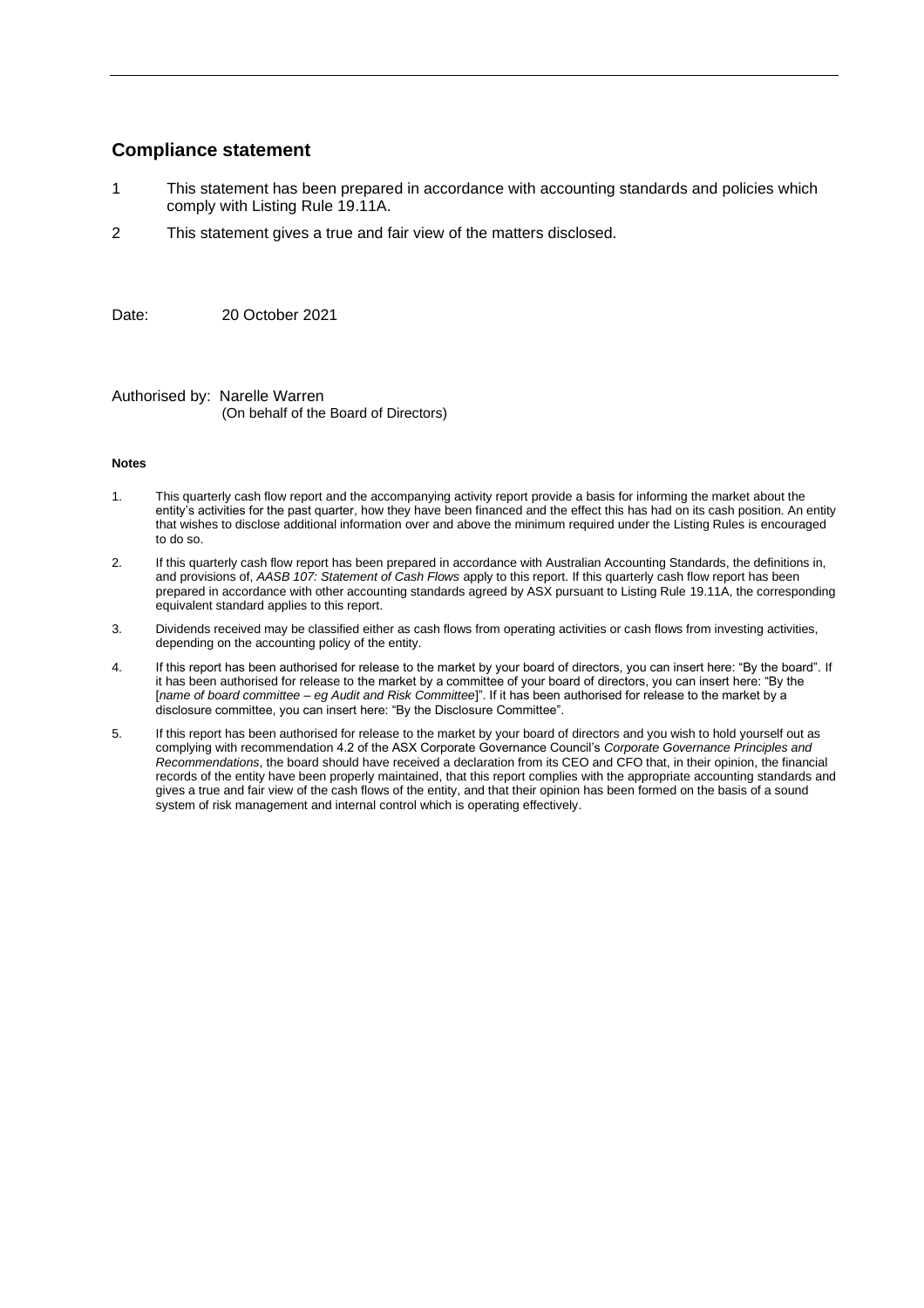## Compliance statement

1 This statement has been prepared in accordance with accounting standards and policies which comply with Listing Rule 19.11A.

2 This statement gives a true and fair view of the matters disclosed.

Date: 20 October 2021

Authorised by: Narelle Warren
(On behalf of the Board of Directors)

**Notes**

1. This quarterly cash flow report and the accompanying activity report provide a basis for informing the market about the entity's activities for the past quarter, how they have been financed and the effect this has had on its cash position. An entity that wishes to disclose additional information over and above the minimum required under the Listing Rules is encouraged to do so.
2. If this quarterly cash flow report has been prepared in accordance with Australian Accounting Standards, the definitions in, and provisions of, *AASB 107: Statement of Cash Flows* apply to this report. If this quarterly cash flow report has been prepared in accordance with other accounting standards agreed by ASX pursuant to Listing Rule 19.11A, the corresponding equivalent standard applies to this report.
3. Dividends received may be classified either as cash flows from operating activities or cash flows from investing activities, depending on the accounting policy of the entity.
4. If this report has been authorised for release to the market by your board of directors, you can insert here: "By the board". If it has been authorised for release to the market by a committee of your board of directors, you can insert here: "By the [*name of board committee – eg Audit and Risk Committee*]". If it has been authorised for release to the market by a disclosure committee, you can insert here: "By the Disclosure Committee".
5. If this report has been authorised for release to the market by your board of directors and you wish to hold yourself out as complying with recommendation 4.2 of the ASX Corporate Governance Council's *Corporate Governance Principles and Recommendations*, the board should have received a declaration from its CEO and CFO that, in their opinion, the financial records of the entity have been properly maintained, that this report complies with the appropriate accounting standards and gives a true and fair view of the cash flows of the entity, and that their opinion has been formed on the basis of a sound system of risk management and internal control which is operating effectively.